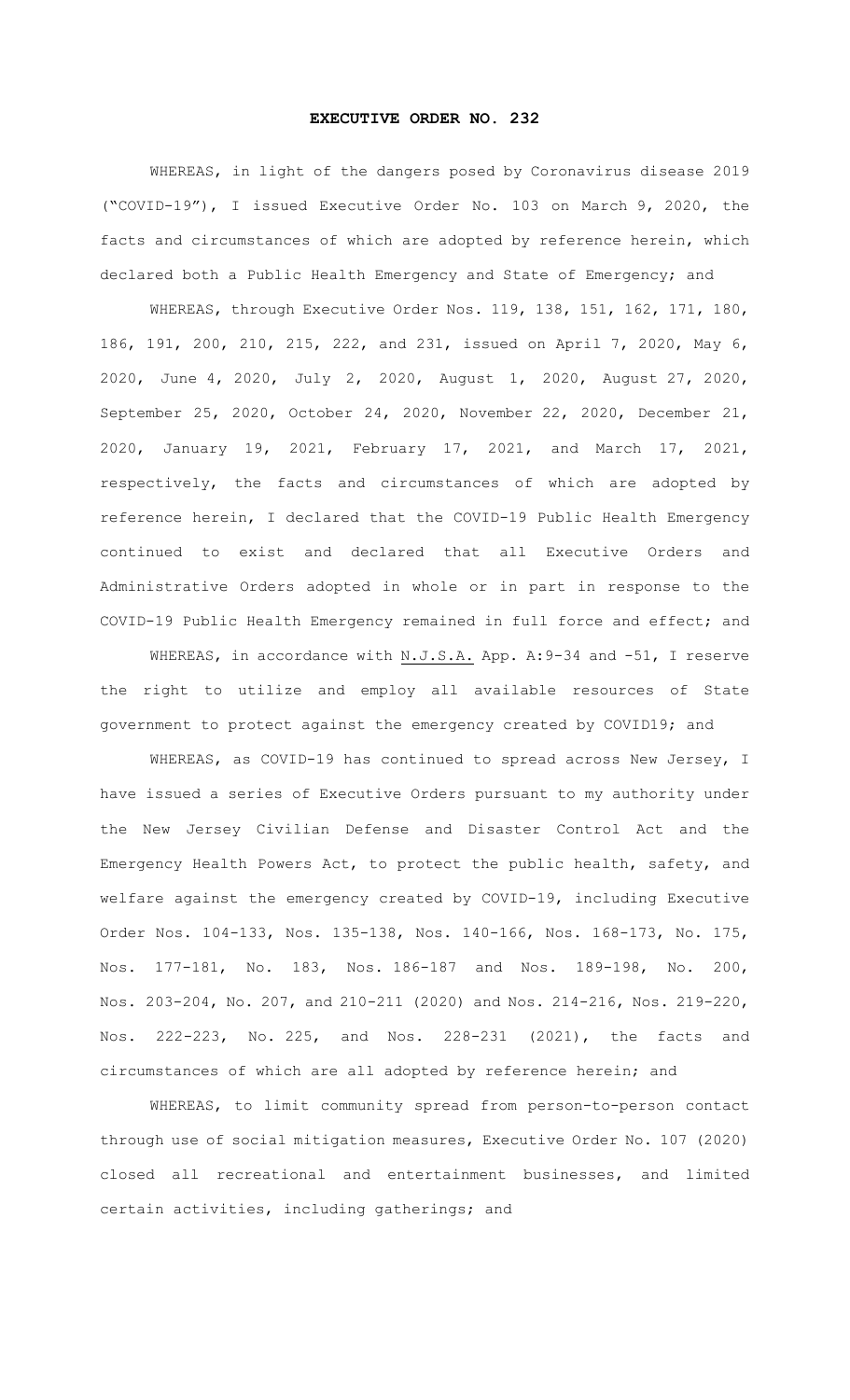# EXECUTIVE ORDER NO. 232

WHEREAS, in light of the dangers posed by Coronavirus disease 2019 ("COVID-19"), I issued Executive Order No. 103 on March 9, 2020, the facts and circumstances of which are adopted by reference herein, which declared both a Public Health Emergency and State of Emergency; and

WHEREAS, through Executive Order Nos. 119, 138, 151, 162, 171, 180, 186, 191, 200, 210, 215, 222, and 231, issued on April 7, 2020, May 6, 2020, June 4, 2020, July 2, 2020, August 1, 2020, August 27, 2020, September 25, 2020, October 24, 2020, November 22, 2020, December 21, 2020, January 19, 2021, February 17, 2021, and March 17, 2021, respectively, the facts and circumstances of which are adopted by reference herein, I declared that the COVID-19 Public Health Emergency continued to exist and declared that all Executive Orders and Administrative Orders adopted in whole or in part in response to the COVID-19 Public Health Emergency remained in full force and effect; and

WHEREAS, in accordance with N.J.S.A. App. A:9-34 and -51, I reserve the right to utilize and employ all available resources of State government to protect against the emergency created by COVID19; and

WHEREAS, as COVID-19 has continued to spread across New Jersey, I have issued a series of Executive Orders pursuant to my authority under the New Jersey Civilian Defense and Disaster Control Act and the Emergency Health Powers Act, to protect the public health, safety, and welfare against the emergency created by COVID-19, including Executive Order Nos. 104-133, Nos. 135-138, Nos. 140-166, Nos. 168-173, No. 175, Nos. 177-181, No. 183, Nos. 186-187 and Nos. 189-198, No. 200, Nos. 203-204, No. 207, and 210-211 (2020) and Nos. 214-216, Nos. 219-220, Nos. 222-223, No. 225, and Nos. 228-231 (2021), the facts and circumstances of which are all adopted by reference herein; and

WHEREAS, to limit community spread from person-to-person contact through use of social mitigation measures, Executive Order No. 107 (2020) closed all recreational and entertainment businesses, and limited certain activities, including gatherings; and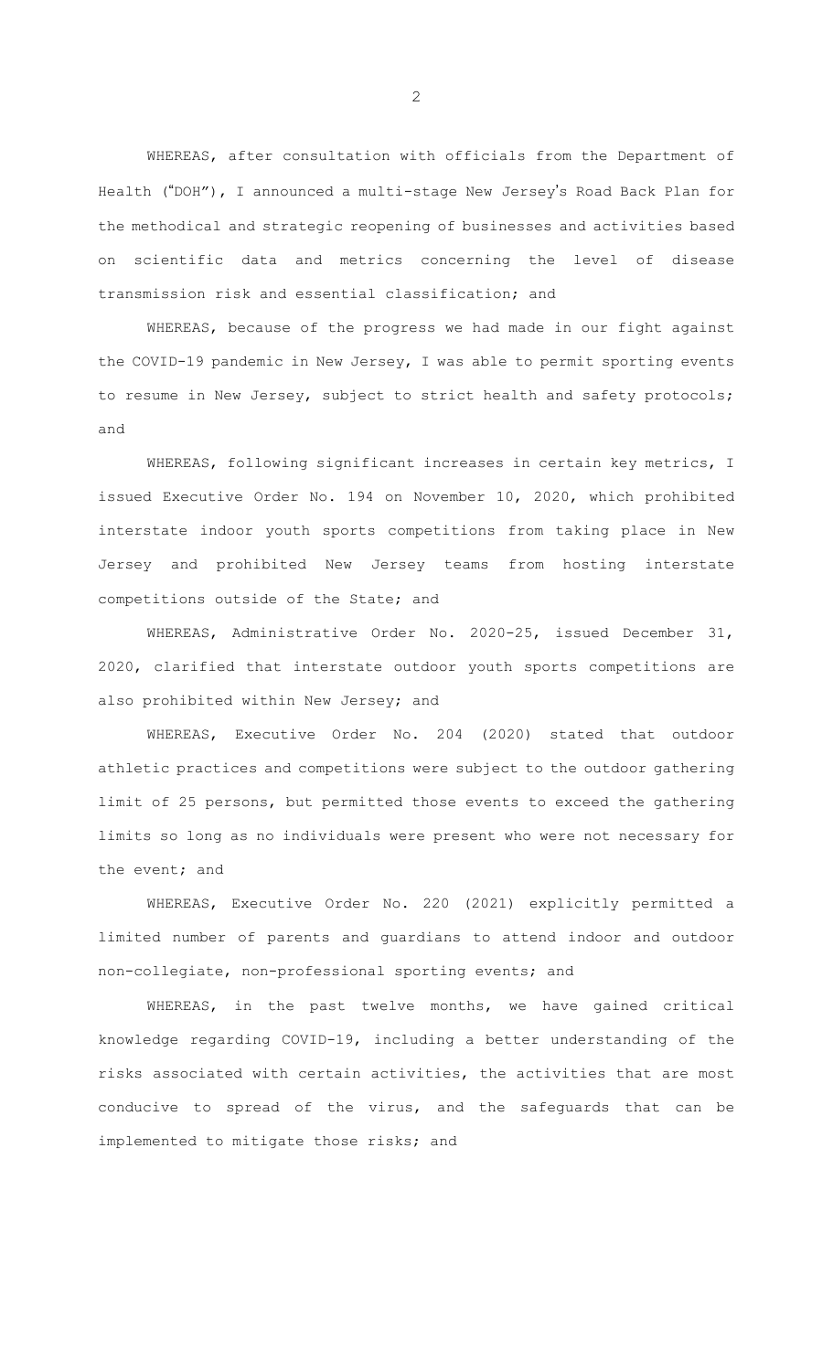WHEREAS, after consultation with officials from the Department of Health ("DOH"), I announced a multi-stage New Jersey's Road Back Plan for the methodical and strategic reopening of businesses and activities based on scientific data and metrics concerning the level of disease transmission risk and essential classification; and

WHEREAS, because of the progress we had made in our fight against the COVID-19 pandemic in New Jersey, I was able to permit sporting events to resume in New Jersey, subject to strict health and safety protocols; and

WHEREAS, following significant increases in certain key metrics, I issued Executive Order No. 194 on November 10, 2020, which prohibited interstate indoor youth sports competitions from taking place in New Jersey and prohibited New Jersey teams from hosting interstate competitions outside of the State; and

WHEREAS, Administrative Order No. 2020-25, issued December 31, 2020, clarified that interstate outdoor youth sports competitions are also prohibited within New Jersey; and

WHEREAS, Executive Order No. 204 (2020) stated that outdoor athletic practices and competitions were subject to the outdoor gathering limit of 25 persons, but permitted those events to exceed the gathering limits so long as no individuals were present who were not necessary for the event; and

WHEREAS, Executive Order No. 220 (2021) explicitly permitted a limited number of parents and guardians to attend indoor and outdoor non-collegiate, non-professional sporting events; and

WHEREAS, in the past twelve months, we have gained critical knowledge regarding COVID-19, including a better understanding of the risks associated with certain activities, the activities that are most conducive to spread of the virus, and the safeguards that can be implemented to mitigate those risks; and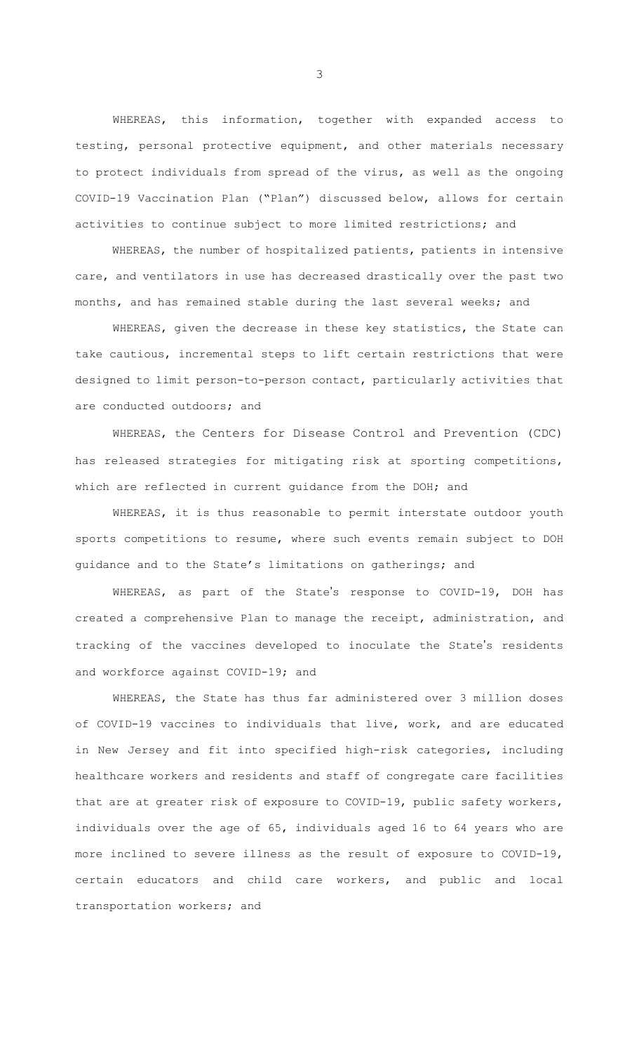WHEREAS, this information, together with expanded access to testing, personal protective equipment, and other materials necessary to protect individuals from spread of the virus, as well as the ongoing COVID-19 Vaccination Plan ("Plan") discussed below, allows for certain activities to continue subject to more limited restrictions; and

WHEREAS, the number of hospitalized patients, patients in intensive care, and ventilators in use has decreased drastically over the past two months, and has remained stable during the last several weeks; and

WHEREAS, given the decrease in these key statistics, the State can take cautious, incremental steps to lift certain restrictions that were designed to limit person-to-person contact, particularly activities that are conducted outdoors; and

WHEREAS, the Centers for Disease Control and Prevention (CDC) has released strategies for mitigating risk at sporting competitions, which are reflected in current guidance from the DOH; and

WHEREAS, it is thus reasonable to permit interstate outdoor youth sports competitions to resume, where such events remain subject to DOH guidance and to the State's limitations on gatherings; and

WHEREAS, as part of the State's response to COVID-19, DOH has created a comprehensive Plan to manage the receipt, administration, and tracking of the vaccines developed to inoculate the State's residents and workforce against COVID-19; and

WHEREAS, the State has thus far administered over 3 million doses of COVID-19 vaccines to individuals that live, work, and are educated in New Jersey and fit into specified high-risk categories, including healthcare workers and residents and staff of congregate care facilities that are at greater risk of exposure to COVID-19, public safety workers, individuals over the age of 65, individuals aged 16 to 64 years who are more inclined to severe illness as the result of exposure to COVID-19, certain educators and child care workers, and public and local transportation workers; and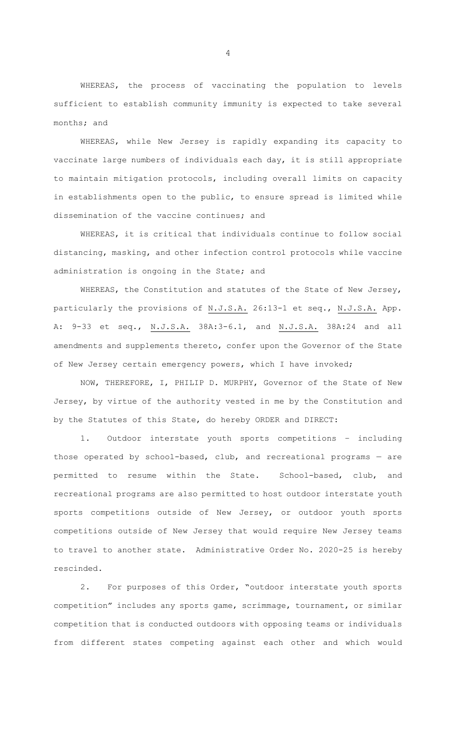WHEREAS, the process of vaccinating the population to levels sufficient to establish community immunity is expected to take several months; and

WHEREAS, while New Jersey is rapidly expanding its capacity to vaccinate large numbers of individuals each day, it is still appropriate to maintain mitigation protocols, including overall limits on capacity in establishments open to the public, to ensure spread is limited while dissemination of the vaccine continues; and

WHEREAS, it is critical that individuals continue to follow social distancing, masking, and other infection control protocols while vaccine administration is ongoing in the State; and

WHEREAS, the Constitution and statutes of the State of New Jersey, particularly the provisions of N.J.S.A. 26:13-1 et seq., N.J.S.A. App. A: 9-33 et seq., N.J.S.A. 38A:3-6.1, and N.J.S.A. 38A:24 and all amendments and supplements thereto, confer upon the Governor of the State of New Jersey certain emergency powers, which I have invoked;

NOW, THEREFORE, I, PHILIP D. MURPHY, Governor of the State of New Jersey, by virtue of the authority vested in me by the Constitution and by the Statutes of this State, do hereby ORDER and DIRECT:

1. Outdoor interstate youth sports competitions – including those operated by school-based, club, and recreational programs — are permitted to resume within the State. School-based, club, and recreational programs are also permitted to host outdoor interstate youth sports competitions outside of New Jersey, or outdoor youth sports competitions outside of New Jersey that would require New Jersey teams to travel to another state. Administrative Order No. 2020-25 is hereby rescinded.

2. For purposes of this Order, "outdoor interstate youth sports competition" includes any sports game, scrimmage, tournament, or similar competition that is conducted outdoors with opposing teams or individuals from different states competing against each other and which would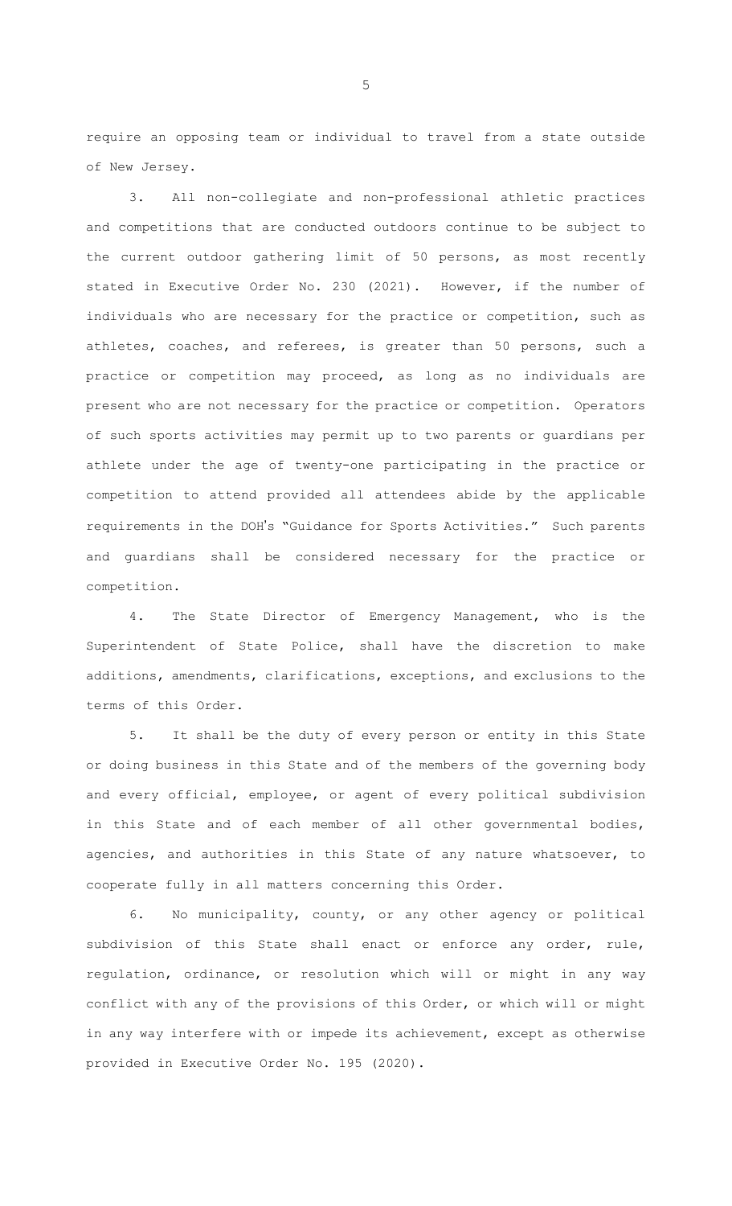require an opposing team or individual to travel from a state outside of New Jersey.

3. All non-collegiate and non-professional athletic practices and competitions that are conducted outdoors continue to be subject to the current outdoor gathering limit of 50 persons, as most recently stated in Executive Order No. 230 (2021). However, if the number of individuals who are necessary for the practice or competition, such as athletes, coaches, and referees, is greater than 50 persons, such a practice or competition may proceed, as long as no individuals are present who are not necessary for the practice or competition. Operators of such sports activities may permit up to two parents or guardians per athlete under the age of twenty-one participating in the practice or competition to attend provided all attendees abide by the applicable requirements in the DOH's "Guidance for Sports Activities." Such parents and guardians shall be considered necessary for the practice or competition.

4. The State Director of Emergency Management, who is the Superintendent of State Police, shall have the discretion to make additions, amendments, clarifications, exceptions, and exclusions to the terms of this Order.

5. It shall be the duty of every person or entity in this State or doing business in this State and of the members of the governing body and every official, employee, or agent of every political subdivision in this State and of each member of all other governmental bodies, agencies, and authorities in this State of any nature whatsoever, to cooperate fully in all matters concerning this Order.

6. No municipality, county, or any other agency or political subdivision of this State shall enact or enforce any order, rule, regulation, ordinance, or resolution which will or might in any way conflict with any of the provisions of this Order, or which will or might in any way interfere with or impede its achievement, except as otherwise provided in Executive Order No. 195 (2020).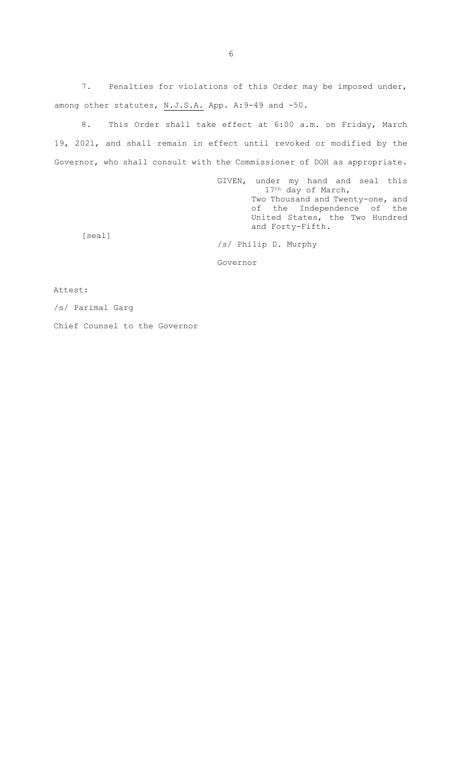7. Penalties for violations of this Order may be imposed under, among other statutes, N.J.S.A. App. A:9-49 and -50.

8. This Order shall take effect at 6:00 a.m. on Friday, March 19, 2021, and shall remain in effect until revoked or modified by the Governor, who shall consult with the Commissioner of DOH as appropriate.

GIVEN, under my hand and seal this 17th day of March, Two Thousand and Twenty-one, and of the Independence of the United States, the Two Hundred and Forty-Fifth.

[seal]

/s/ Philip D. Murphy

Governor

Attest:

/s/ Parimal Garg

Chief Counsel to the Governor